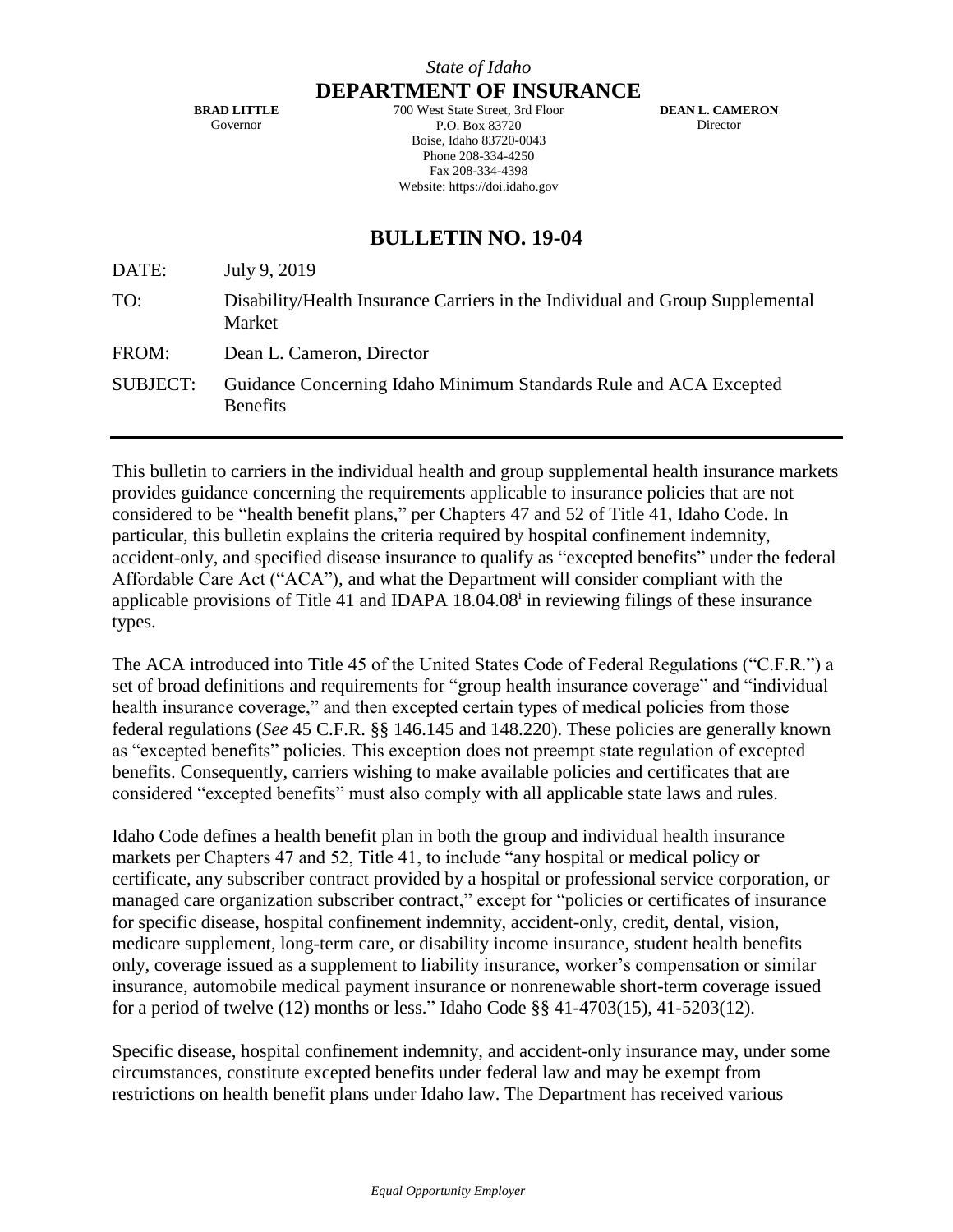*State of Idaho*

**DEPARTMENT OF INSURANCE**

**BRAD LITTLE**
Governor

700 West State Street, 3rd Floor
P.O. Box 83720
Boise, Idaho 83720-0043
Phone 208-334-4250
Fax 208-334-4398
Website: https://doi.idaho.gov

**DEAN L. CAMERON**
Director

# BULLETIN NO. 19-04

DATE: July 9, 2019

TO: Disability/Health Insurance Carriers in the Individual and Group Supplemental Market

FROM: Dean L. Cameron, Director

SUBJECT: Guidance Concerning Idaho Minimum Standards Rule and ACA Excepted Benefits

---

This bulletin to carriers in the individual health and group supplemental health insurance markets provides guidance concerning the requirements applicable to insurance policies that are not considered to be "health benefit plans," per Chapters 47 and 52 of Title 41, Idaho Code. In particular, this bulletin explains the criteria required by hospital confinement indemnity, accident-only, and specified disease insurance to qualify as "excepted benefits" under the federal Affordable Care Act ("ACA"), and what the Department will consider compliant with the applicable provisions of Title 41 and IDAPA 18.04.08[i] in reviewing filings of these insurance types.

The ACA introduced into Title 45 of the United States Code of Federal Regulations ("C.F.R.") a set of broad definitions and requirements for "group health insurance coverage" and "individual health insurance coverage," and then excepted certain types of medical policies from those federal regulations (*See* 45 C.F.R. §§ 146.145 and 148.220). These policies are generally known as "excepted benefits" policies. This exception does not preempt state regulation of excepted benefits. Consequently, carriers wishing to make available policies and certificates that are considered "excepted benefits" must also comply with all applicable state laws and rules.

Idaho Code defines a health benefit plan in both the group and individual health insurance markets per Chapters 47 and 52, Title 41, to include "any hospital or medical policy or certificate, any subscriber contract provided by a hospital or professional service corporation, or managed care organization subscriber contract," except for "policies or certificates of insurance for specific disease, hospital confinement indemnity, accident-only, credit, dental, vision, medicare supplement, long-term care, or disability income insurance, student health benefits only, coverage issued as a supplement to liability insurance, worker's compensation or similar insurance, automobile medical payment insurance or nonrenewable short-term coverage issued for a period of twelve (12) months or less." Idaho Code §§ 41-4703(15), 41-5203(12).

Specific disease, hospital confinement indemnity, and accident-only insurance may, under some circumstances, constitute excepted benefits under federal law and may be exempt from restrictions on health benefit plans under Idaho law. The Department has received various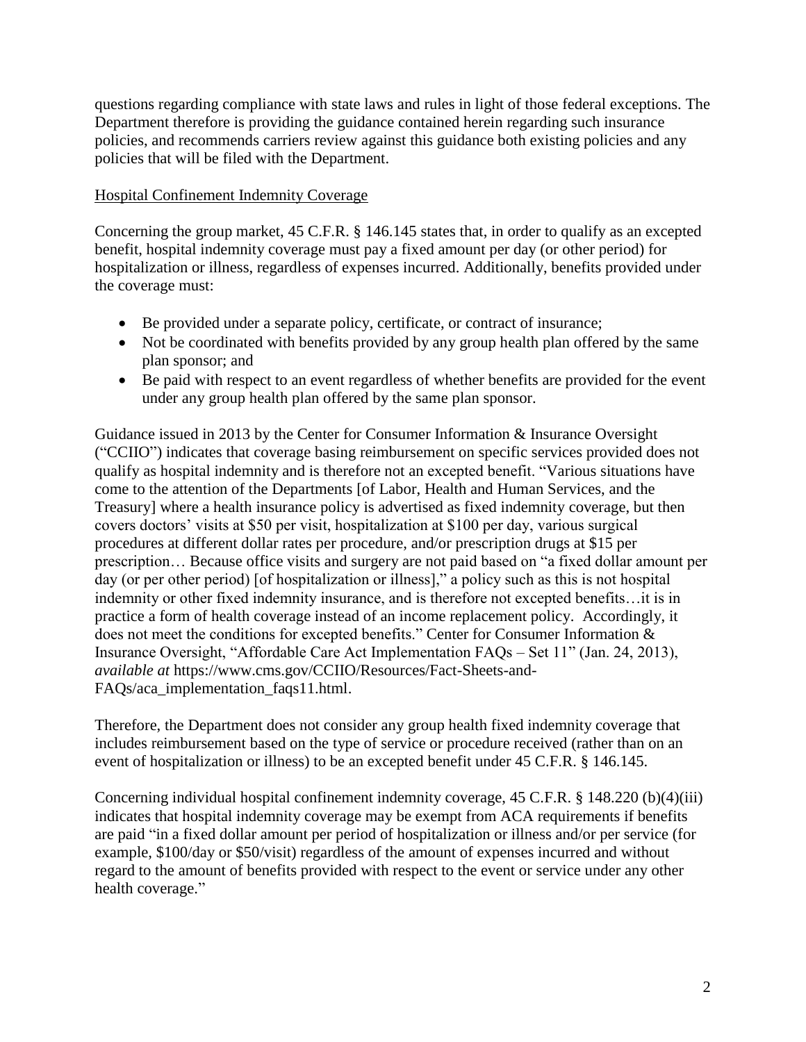questions regarding compliance with state laws and rules in light of those federal exceptions. The Department therefore is providing the guidance contained herein regarding such insurance policies, and recommends carriers review against this guidance both existing policies and any policies that will be filed with the Department.

<u>Hospital Confinement Indemnity Coverage</u>

Concerning the group market, 45 C.F.R. § 146.145 states that, in order to qualify as an excepted benefit, hospital indemnity coverage must pay a fixed amount per day (or other period) for hospitalization or illness, regardless of expenses incurred. Additionally, benefits provided under the coverage must:

- Be provided under a separate policy, certificate, or contract of insurance;
- Not be coordinated with benefits provided by any group health plan offered by the same plan sponsor; and
- Be paid with respect to an event regardless of whether benefits are provided for the event under any group health plan offered by the same plan sponsor.

Guidance issued in 2013 by the Center for Consumer Information & Insurance Oversight ("CCIIO") indicates that coverage basing reimbursement on specific services provided does not qualify as hospital indemnity and is therefore not an excepted benefit. "Various situations have come to the attention of the Departments [of Labor, Health and Human Services, and the Treasury] where a health insurance policy is advertised as fixed indemnity coverage, but then covers doctors' visits at $50 per visit, hospitalization at $100 per day, various surgical procedures at different dollar rates per procedure, and/or prescription drugs at $15 per prescription… Because office visits and surgery are not paid based on "a fixed dollar amount per day (or per other period) [of hospitalization or illness]," a policy such as this is not hospital indemnity or other fixed indemnity insurance, and is therefore not excepted benefits…it is in practice a form of health coverage instead of an income replacement policy. Accordingly, it does not meet the conditions for excepted benefits." Center for Consumer Information & Insurance Oversight, "Affordable Care Act Implementation FAQs – Set 11" (Jan. 24, 2013), *available at* https://www.cms.gov/CCIIO/Resources/Fact-Sheets-and-FAQs/aca_implementation_faqs11.html.

Therefore, the Department does not consider any group health fixed indemnity coverage that includes reimbursement based on the type of service or procedure received (rather than on an event of hospitalization or illness) to be an excepted benefit under 45 C.F.R. § 146.145.

Concerning individual hospital confinement indemnity coverage, 45 C.F.R. § 148.220 (b)(4)(iii) indicates that hospital indemnity coverage may be exempt from ACA requirements if benefits are paid "in a fixed dollar amount per period of hospitalization or illness and/or per service (for example, $100/day or $50/visit) regardless of the amount of expenses incurred and without regard to the amount of benefits provided with respect to the event or service under any other health coverage."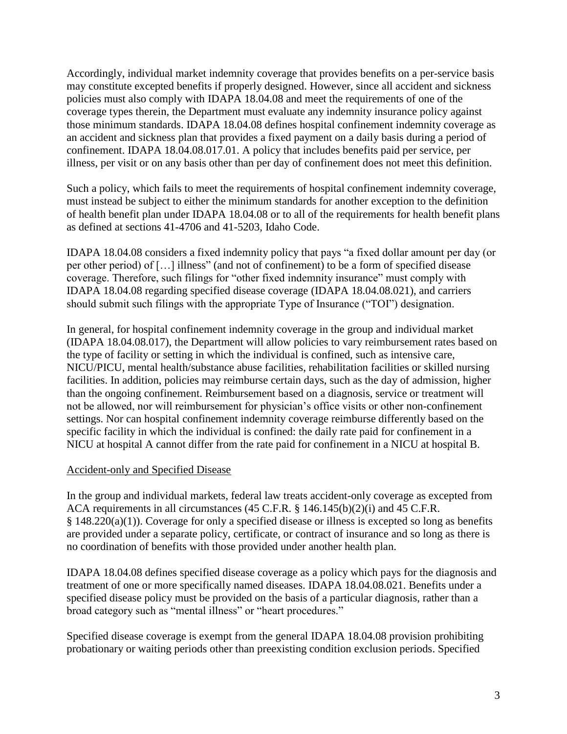Accordingly, individual market indemnity coverage that provides benefits on a per-service basis may constitute excepted benefits if properly designed. However, since all accident and sickness policies must also comply with IDAPA 18.04.08 and meet the requirements of one of the coverage types therein, the Department must evaluate any indemnity insurance policy against those minimum standards. IDAPA 18.04.08 defines hospital confinement indemnity coverage as an accident and sickness plan that provides a fixed payment on a daily basis during a period of confinement. IDAPA 18.04.08.017.01. A policy that includes benefits paid per service, per illness, per visit or on any basis other than per day of confinement does not meet this definition.

Such a policy, which fails to meet the requirements of hospital confinement indemnity coverage, must instead be subject to either the minimum standards for another exception to the definition of health benefit plan under IDAPA 18.04.08 or to all of the requirements for health benefit plans as defined at sections 41-4706 and 41-5203, Idaho Code.

IDAPA 18.04.08 considers a fixed indemnity policy that pays "a fixed dollar amount per day (or per other period) of […] illness" (and not of confinement) to be a form of specified disease coverage. Therefore, such filings for "other fixed indemnity insurance" must comply with IDAPA 18.04.08 regarding specified disease coverage (IDAPA 18.04.08.021), and carriers should submit such filings with the appropriate Type of Insurance ("TOI") designation.

In general, for hospital confinement indemnity coverage in the group and individual market (IDAPA 18.04.08.017), the Department will allow policies to vary reimbursement rates based on the type of facility or setting in which the individual is confined, such as intensive care, NICU/PICU, mental health/substance abuse facilities, rehabilitation facilities or skilled nursing facilities. In addition, policies may reimburse certain days, such as the day of admission, higher than the ongoing confinement. Reimbursement based on a diagnosis, service or treatment will not be allowed, nor will reimbursement for physician's office visits or other non-confinement settings. Nor can hospital confinement indemnity coverage reimburse differently based on the specific facility in which the individual is confined: the daily rate paid for confinement in a NICU at hospital A cannot differ from the rate paid for confinement in a NICU at hospital B.

## Accident-only and Specified Disease

In the group and individual markets, federal law treats accident-only coverage as excepted from ACA requirements in all circumstances (45 C.F.R. § 146.145(b)(2)(i) and 45 C.F.R. § 148.220(a)(1)). Coverage for only a specified disease or illness is excepted so long as benefits are provided under a separate policy, certificate, or contract of insurance and so long as there is no coordination of benefits with those provided under another health plan.

IDAPA 18.04.08 defines specified disease coverage as a policy which pays for the diagnosis and treatment of one or more specifically named diseases. IDAPA 18.04.08.021. Benefits under a specified disease policy must be provided on the basis of a particular diagnosis, rather than a broad category such as "mental illness" or "heart procedures."

Specified disease coverage is exempt from the general IDAPA 18.04.08 provision prohibiting probationary or waiting periods other than preexisting condition exclusion periods. Specified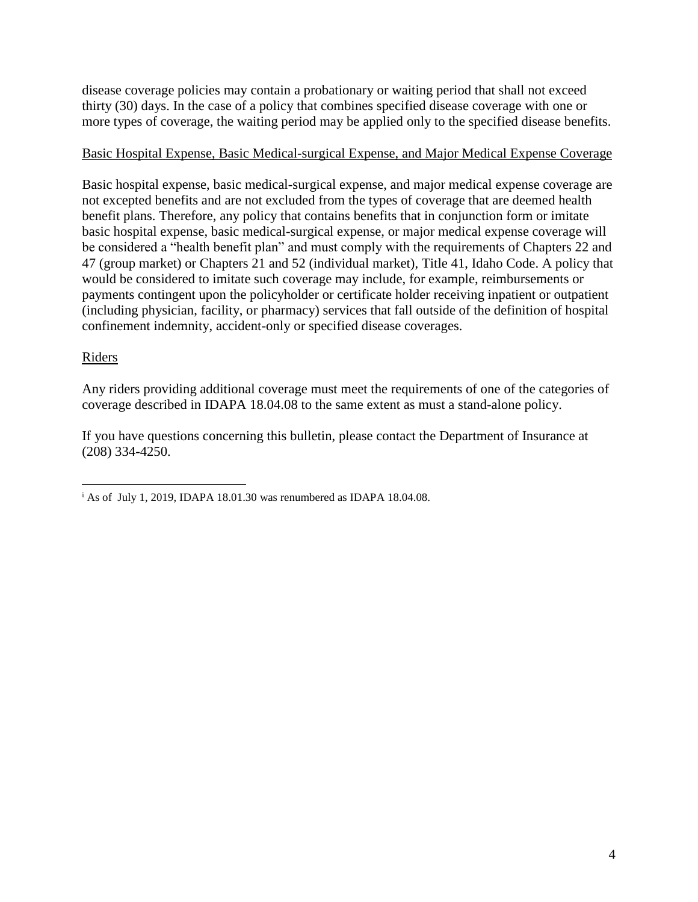disease coverage policies may contain a probationary or waiting period that shall not exceed thirty (30) days. In the case of a policy that combines specified disease coverage with one or more types of coverage, the waiting period may be applied only to the specified disease benefits.

<u>Basic Hospital Expense, Basic Medical-surgical Expense, and Major Medical Expense Coverage</u>

Basic hospital expense, basic medical-surgical expense, and major medical expense coverage are not excepted benefits and are not excluded from the types of coverage that are deemed health benefit plans. Therefore, any policy that contains benefits that in conjunction form or imitate basic hospital expense, basic medical-surgical expense, or major medical expense coverage will be considered a "health benefit plan" and must comply with the requirements of Chapters 22 and 47 (group market) or Chapters 21 and 52 (individual market), Title 41, Idaho Code. A policy that would be considered to imitate such coverage may include, for example, reimbursements or payments contingent upon the policyholder or certificate holder receiving inpatient or outpatient (including physician, facility, or pharmacy) services that fall outside of the definition of hospital confinement indemnity, accident-only or specified disease coverages.

<u>Riders</u>

Any riders providing additional coverage must meet the requirements of one of the categories of coverage described in IDAPA 18.04.08 to the same extent as must a stand-alone policy.

If you have questions concerning this bulletin, please contact the Department of Insurance at (208) 334-4250.

---

[i] As of July 1, 2019, IDAPA 18.01.30 was renumbered as IDAPA 18.04.08.